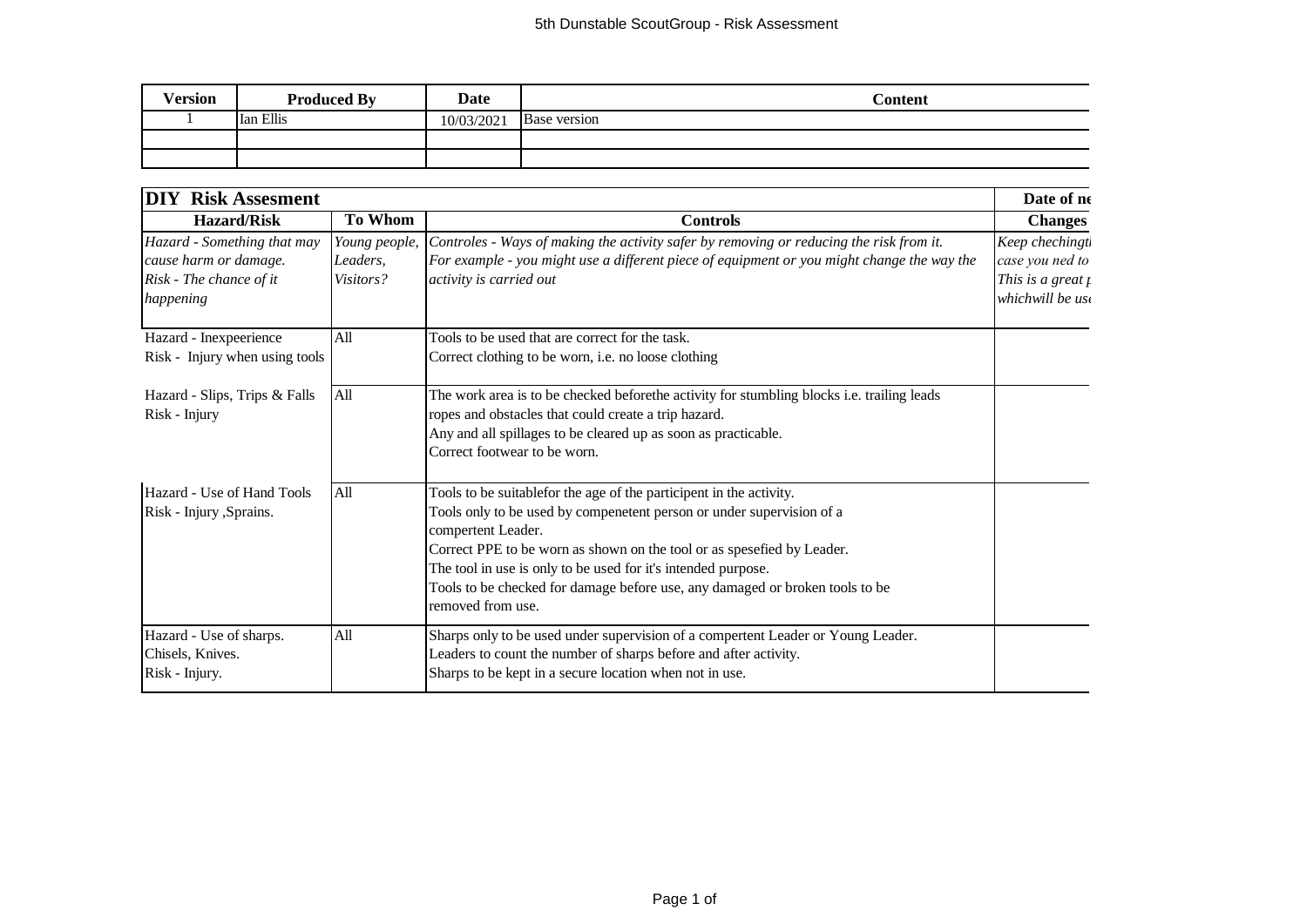# 5th Dunstable ScoutGroup - Risk Assessment

| Version | Produced By | Date | Content |
|---|---|---|---|
| 1 | Ian Ellis | 10/03/2021 | Base version |
| | | | |
| | | | |

| DIY Risk Assesment | | | Date of ne |
|---|---|---|---|
| **Hazard/Risk** | **To Whom** | **Controls** | **Changes** |
| *Hazard - Something that may cause harm or damage.*<br>*Risk - The chance of it happening* | *Young people, Leaders, Visitors?* | *Controles - Ways of making the activity safer by removing or reducing the risk from it.*<br>*For example - you might use a different piece of equipment or you might change the way the activity is carried out* | *Keep chechingti case you ned to This is a great p whichwill be use* |
| Hazard - Inexpeerience<br>Risk - Injury when using tools | All | Tools to be used that are correct for the task.<br>Correct clothing to be worn, i.e. no loose clothing | |
| Hazard - Slips, Trips & Falls<br>Risk - Injury | All | The work area is to be checked beforethe activity for stumbling blocks i.e. trailing leads ropes and obstacles that could create a trip hazard.<br>Any and all spillages to be cleared up as soon as practicable.<br>Correct footwear to be worn. | |
| Hazard - Use of Hand Tools<br>Risk - Injury ,Sprains. | All | Tools to be suitablefor the age of the participent in the activity.<br>Tools only to be used by compenetent person or under supervision of a compertent Leader.<br>Correct PPE to be worn as shown on the tool or as spesefied by Leader.<br>The tool in use is only to be used for it's intended purpose.<br>Tools to be checked for damage before use, any damaged or broken tools to be removed from use. | |
| Hazard - Use of sharps.<br>Chisels, Knives.<br>Risk - Injury. | All | Sharps only to be used under supervision of a compertent Leader or Young Leader.<br>Leaders to count the number of sharps before and after activity.<br>Sharps to be kept in a secure location when not in use. | |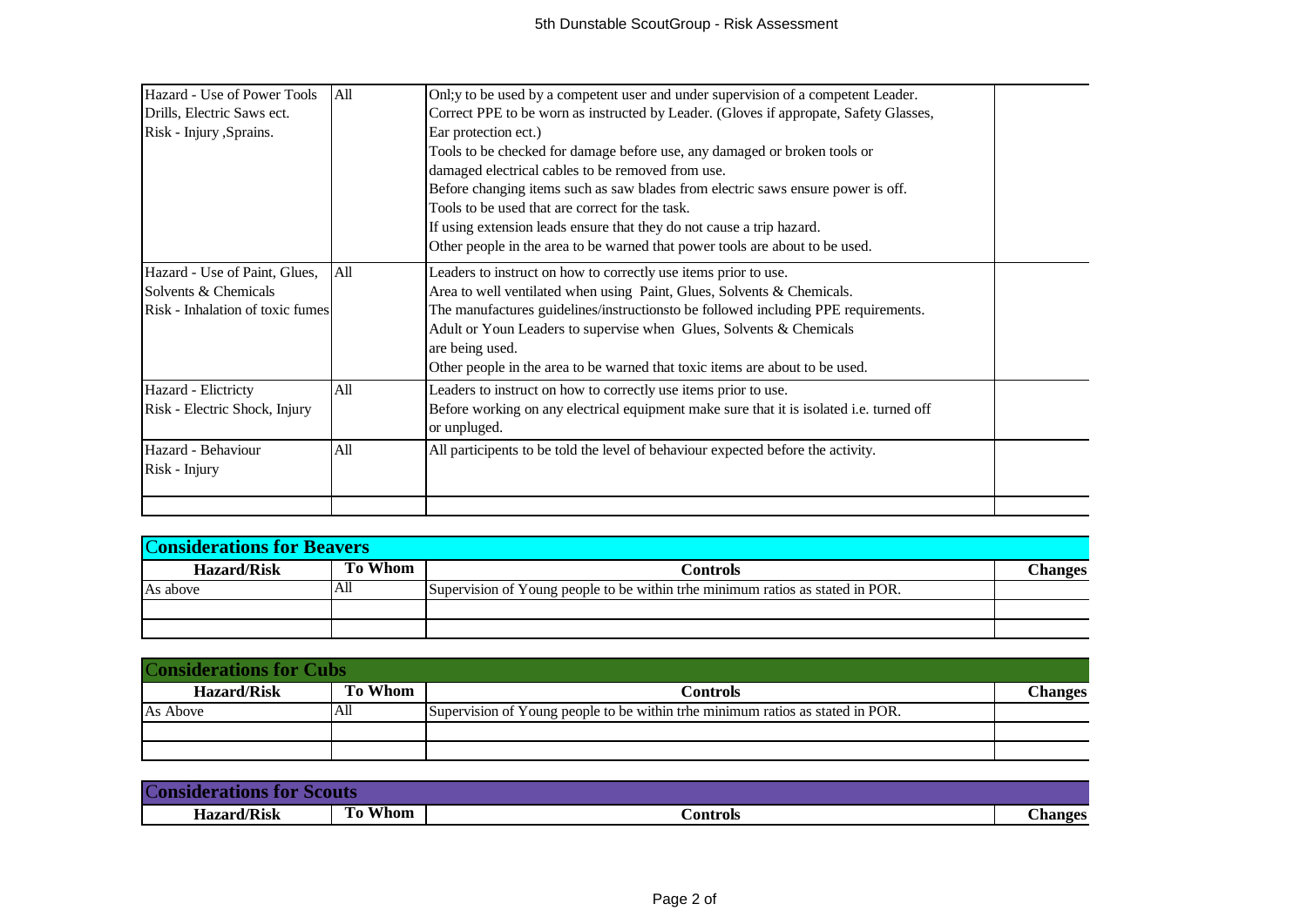| | | | |
|---|---|---|---|
| Hazard - Use of Power Tools Drills, Electric Saws ect.<br>Risk - Injury ,Sprains. | All | Onl;y to be used by a competent user and under supervision of a competent Leader.<br>Correct PPE to be worn as instructed by Leader. (Gloves if appropate, Safety Glasses, Ear protection ect.)<br>Tools to be checked for damage before use, any damaged or broken tools or damaged electrical cables to be removed from use.<br>Before changing items such as saw blades from electric saws ensure power is off.<br>Tools to be used that are correct for the task.<br>If using extension leads ensure that they do not cause a trip hazard.<br>Other people in the area to be warned that power tools are about to be used. | |
| Hazard - Use of Paint, Glues, Solvents & Chemicals<br>Risk - Inhalation of toxic fumes | All | Leaders to instruct on how to correctly use items prior to use.<br>Area to well ventilated when using Paint, Glues, Solvents & Chemicals.<br>The manufactures guidelines/instructionsto be followed including PPE requirements.<br>Adult or Youn Leaders to supervise when Glues, Solvents & Chemicals are being used.<br>Other people in the area to be warned that toxic items are about to be used. | |
| Hazard - Elictricty<br>Risk - Electric Shock, Injury | All | Leaders to instruct on how to correctly use items prior to use.<br>Before working on any electrical equipment make sure that it is isolated i.e. turned off or unpluged. | |
| Hazard - Behaviour<br>Risk - Injury | All | All participents to be told the level of behaviour expected before the activity. | |
| | | | |

**Considerations for Beavers**

| Hazard/Risk | To Whom | Controls | Changes |
|---|---|---|---|
| As above | All | Supervision of Young people to be within trhe minimum ratios as stated in POR. | |
| | | | |
| | | | |

**Considerations for Cubs**

| Hazard/Risk | To Whom | Controls | Changes |
|---|---|---|---|
| As Above | All | Supervision of Young people to be within trhe minimum ratios as stated in POR. | |
| | | | |
| | | | |

**Considerations for Scouts**

| Hazard/Risk | To Whom | Controls | Changes |
|---|---|---|---|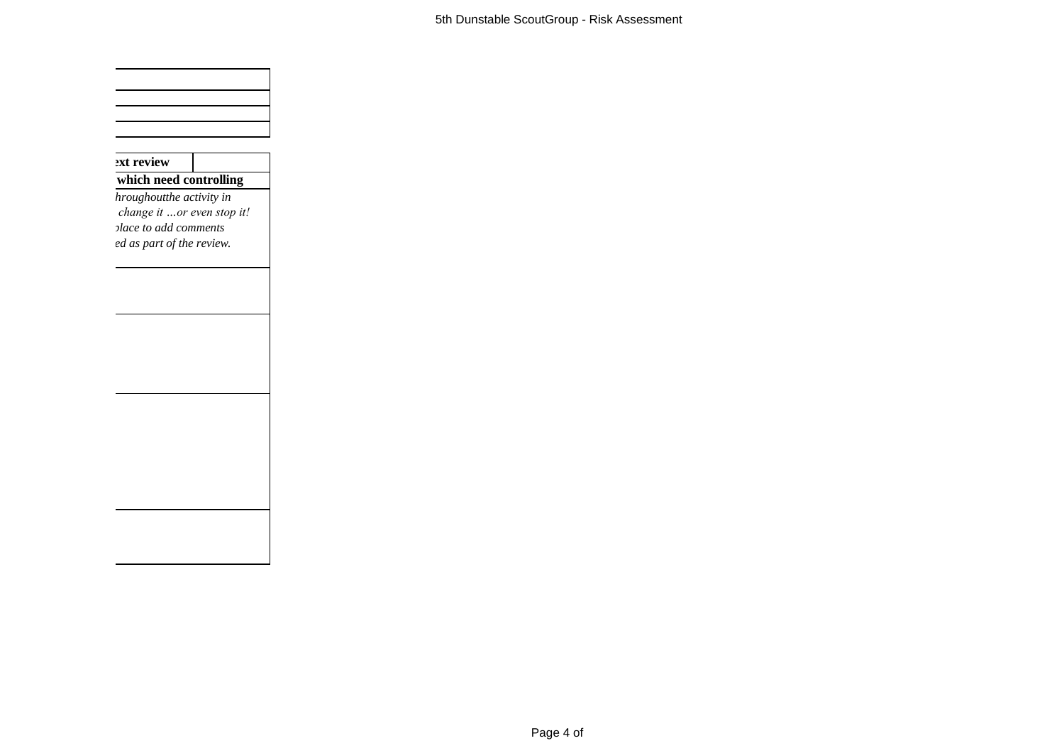| ext review | |
|---|---|
| which need controlling | |
| *hroughoutthe activity in change it …or even stop it! place to add comments ed as part of the review.* | |
| | |
| | |
| | |
| | |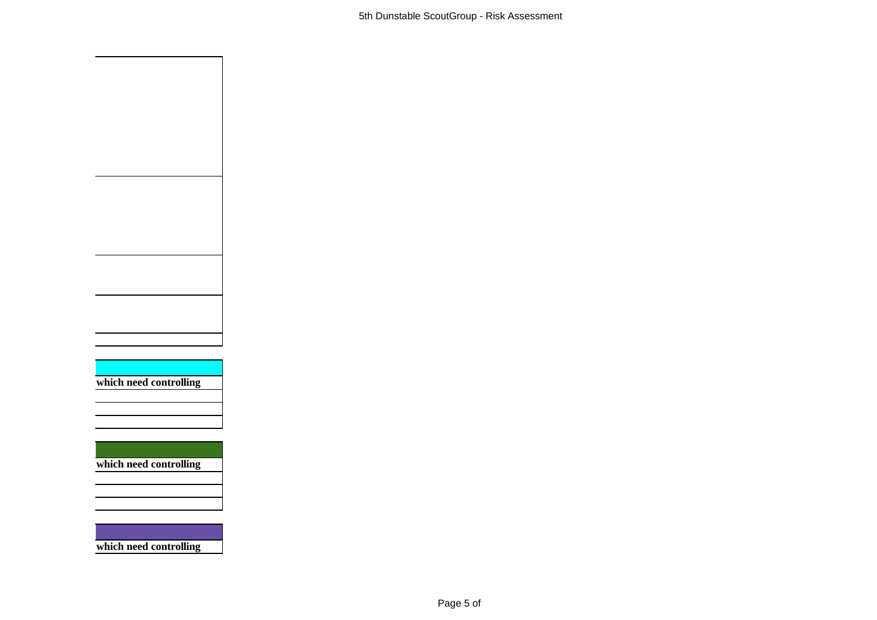**which need controlling**

**which need controlling**

**which need controlling**